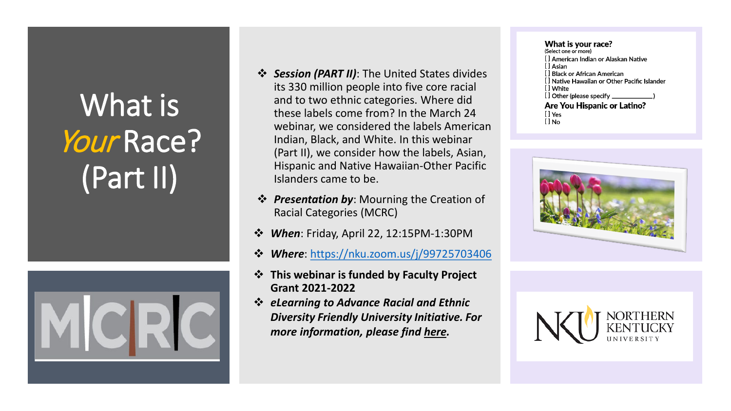# What is *Your* Race? (Part II)

- ***Session (PART II)***: The United States divides its 330 million people into five core racial and to two ethnic categories. Where did these labels come from? In the March 24 webinar, we considered the labels American Indian, Black, and White. In this webinar (Part II), we consider how the labels, Asian, Hispanic and Native Hawaiian-Other Pacific Islanders came to be.
- ***Presentation by***: Mourning the Creation of Racial Categories (MCRC)
- ***When***: Friday, April 22, 12:15PM-1:30PM
- ***Where***: [https://nku.zoom.us/j/99725703406](https://nku.zoom.us/j/99725703406)
- **This webinar is funded by Faculty Project Grant 2021-2022**
- ***eLearning to Advance Racial and Ethnic Diversity Friendly University Initiative. For more information, please find here.***

**What is your race?**
(Select one or more)
[] American Indian or Alaskan Native
[] Asian
[] Black or African American
[] Native Hawaiian or Other Pacific Islander
[] White
[] Other (please specify ________)

**Are You Hispanic or Latino?**
[] Yes
[] No

MCRC

NORTHERN KENTUCKY UNIVERSITY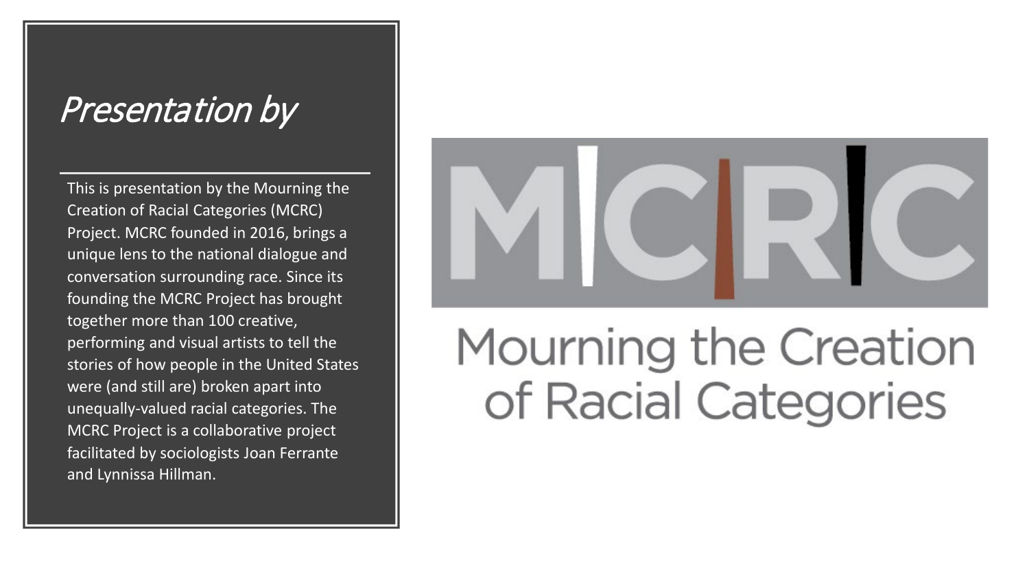# *Presentation by*

This is presentation by the Mourning the Creation of Racial Categories (MCRC) Project. MCRC founded in 2016, brings a unique lens to the national dialogue and conversation surrounding race. Since its founding the MCRC Project has brought together more than 100 creative, performing and visual artists to tell the stories of how people in the United States were (and still are) broken apart into unequally-valued racial categories. The MCRC Project is a collaborative project facilitated by sociologists Joan Ferrante and Lynnissa Hillman.

MCRC

Mourning the Creation of Racial Categories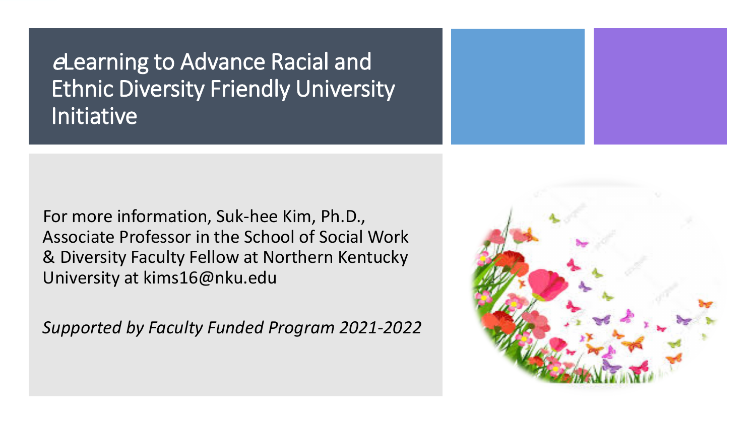# *e*Learning to Advance Racial and Ethnic Diversity Friendly University Initiative

For more information, Suk-hee Kim, Ph.D., Associate Professor in the School of Social Work & Diversity Faculty Fellow at Northern Kentucky University at kims16@nku.edu

*Supported by Faculty Funded Program 2021-2022*